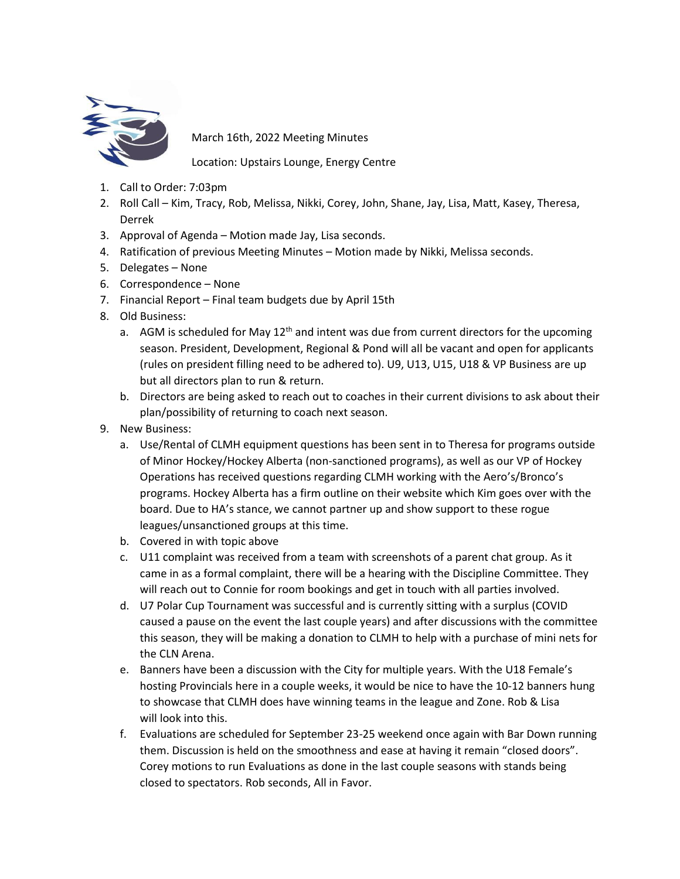March 16th, 2022 Meeting Minutes

Location: Upstairs Lounge, Energy Centre

1. Call to Order: 7:03pm
2. Roll Call – Kim, Tracy, Rob, Melissa, Nikki, Corey, John, Shane, Jay, Lisa, Matt, Kasey, Theresa, Derrek
3. Approval of Agenda – Motion made Jay, Lisa seconds.
4. Ratification of previous Meeting Minutes – Motion made by Nikki, Melissa seconds.
5. Delegates – None
6. Correspondence – None
7. Financial Report – Final team budgets due by April 15th
8. Old Business:
   a. AGM is scheduled for May 12th and intent was due from current directors for the upcoming season. President, Development, Regional & Pond will all be vacant and open for applicants (rules on president filling need to be adhered to). U9, U13, U15, U18 & VP Business are up but all directors plan to run & return.
   b. Directors are being asked to reach out to coaches in their current divisions to ask about their plan/possibility of returning to coach next season.
9. New Business:
   a. Use/Rental of CLMH equipment questions has been sent in to Theresa for programs outside of Minor Hockey/Hockey Alberta (non-sanctioned programs), as well as our VP of Hockey Operations has received questions regarding CLMH working with the Aero's/Bronco's programs. Hockey Alberta has a firm outline on their website which Kim goes over with the board. Due to HA's stance, we cannot partner up and show support to these rogue leagues/unsanctioned groups at this time.
   b. Covered in with topic above
   c. U11 complaint was received from a team with screenshots of a parent chat group. As it came in as a formal complaint, there will be a hearing with the Discipline Committee. They will reach out to Connie for room bookings and get in touch with all parties involved.
   d. U7 Polar Cup Tournament was successful and is currently sitting with a surplus (COVID caused a pause on the event the last couple years) and after discussions with the committee this season, they will be making a donation to CLMH to help with a purchase of mini nets for the CLN Arena.
   e. Banners have been a discussion with the City for multiple years. With the U18 Female's hosting Provincials here in a couple weeks, it would be nice to have the 10-12 banners hung to showcase that CLMH does have winning teams in the league and Zone. Rob & Lisa will look into this.
   f. Evaluations are scheduled for September 23-25 weekend once again with Bar Down running them. Discussion is held on the smoothness and ease at having it remain "closed doors". Corey motions to run Evaluations as done in the last couple seasons with stands being closed to spectators. Rob seconds, All in Favor.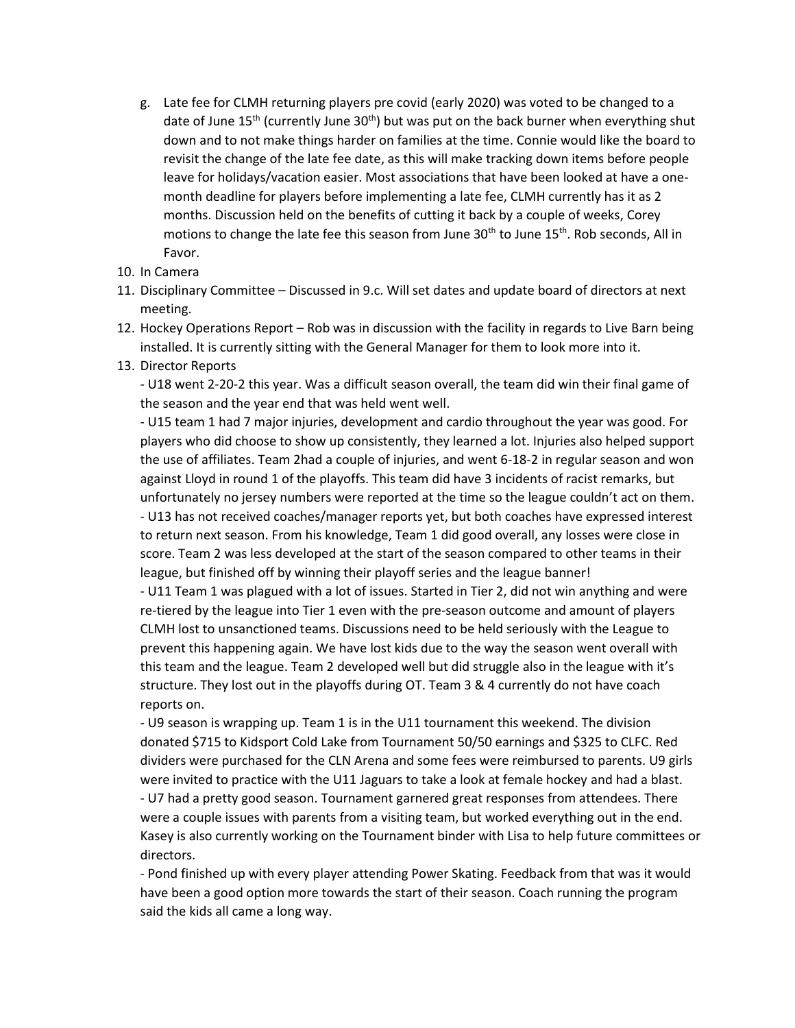g. Late fee for CLMH returning players pre covid (early 2020) was voted to be changed to a date of June 15th (currently June 30th) but was put on the back burner when everything shut down and to not make things harder on families at the time. Connie would like the board to revisit the change of the late fee date, as this will make tracking down items before people leave for holidays/vacation easier. Most associations that have been looked at have a one-month deadline for players before implementing a late fee, CLMH currently has it as 2 months. Discussion held on the benefits of cutting it back by a couple of weeks, Corey motions to change the late fee this season from June 30th to June 15th. Rob seconds, All in Favor.

10. In Camera
11. Disciplinary Committee – Discussed in 9.c. Will set dates and update board of directors at next meeting.
12. Hockey Operations Report – Rob was in discussion with the facility in regards to Live Barn being installed. It is currently sitting with the General Manager for them to look more into it.
13. Director Reports

   - U18 went 2-20-2 this year. Was a difficult season overall, the team did win their final game of the season and the year end that was held went well.
   - U15 team 1 had 7 major injuries, development and cardio throughout the year was good. For players who did choose to show up consistently, they learned a lot. Injuries also helped support the use of affiliates. Team 2had a couple of injuries, and went 6-18-2 in regular season and won against Lloyd in round 1 of the playoffs. This team did have 3 incidents of racist remarks, but unfortunately no jersey numbers were reported at the time so the league couldn't act on them.
   - U13 has not received coaches/manager reports yet, but both coaches have expressed interest to return next season. From his knowledge, Team 1 did good overall, any losses were close in score. Team 2 was less developed at the start of the season compared to other teams in their league, but finished off by winning their playoff series and the league banner!
   - U11 Team 1 was plagued with a lot of issues. Started in Tier 2, did not win anything and were re-tiered by the league into Tier 1 even with the pre-season outcome and amount of players CLMH lost to unsanctioned teams. Discussions need to be held seriously with the League to prevent this happening again. We have lost kids due to the way the season went overall with this team and the league. Team 2 developed well but did struggle also in the league with it's structure. They lost out in the playoffs during OT. Team 3 & 4 currently do not have coach reports on.
   - U9 season is wrapping up. Team 1 is in the U11 tournament this weekend. The division donated $715 to Kidsport Cold Lake from Tournament 50/50 earnings and $325 to CLFC. Red dividers were purchased for the CLN Arena and some fees were reimbursed to parents. U9 girls were invited to practice with the U11 Jaguars to take a look at female hockey and had a blast.
   - U7 had a pretty good season. Tournament garnered great responses from attendees. There were a couple issues with parents from a visiting team, but worked everything out in the end. Kasey is also currently working on the Tournament binder with Lisa to help future committees or directors.
   - Pond finished up with every player attending Power Skating. Feedback from that was it would have been a good option more towards the start of their season. Coach running the program said the kids all came a long way.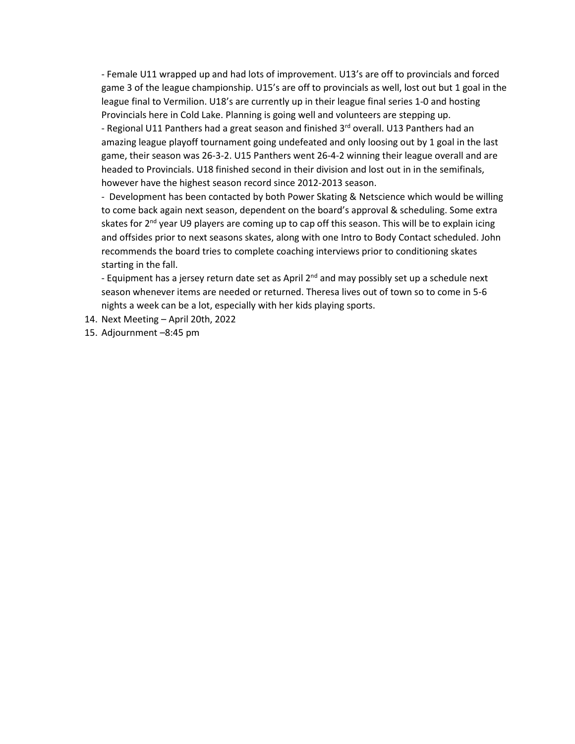- Female U11 wrapped up and had lots of improvement. U13's are off to provincials and forced game 3 of the league championship. U15's are off to provincials as well, lost out but 1 goal in the league final to Vermilion. U18's are currently up in their league final series 1-0 and hosting Provincials here in Cold Lake. Planning is going well and volunteers are stepping up.

- Regional U11 Panthers had a great season and finished 3rd overall. U13 Panthers had an amazing league playoff tournament going undefeated and only loosing out by 1 goal in the last game, their season was 26-3-2. U15 Panthers went 26-4-2 winning their league overall and are headed to Provincials. U18 finished second in their division and lost out in in the semifinals, however have the highest season record since 2012-2013 season.

- Development has been contacted by both Power Skating & Netscience which would be willing to come back again next season, dependent on the board's approval & scheduling. Some extra skates for 2nd year U9 players are coming up to cap off this season. This will be to explain icing and offsides prior to next seasons skates, along with one Intro to Body Contact scheduled. John recommends the board tries to complete coaching interviews prior to conditioning skates starting in the fall.

- Equipment has a jersey return date set as April 2nd and may possibly set up a schedule next season whenever items are needed or returned. Theresa lives out of town so to come in 5-6 nights a week can be a lot, especially with her kids playing sports.

14. Next Meeting – April 20th, 2022
15. Adjournment –8:45 pm